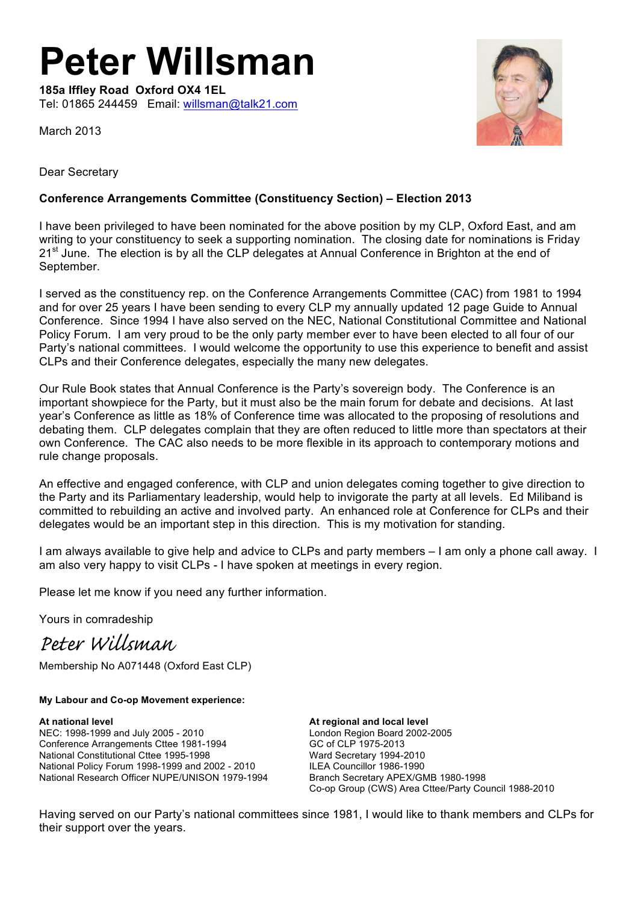# Peter Willsman

**185a Iffley Road  Oxford OX4 1EL**
Tel: 01865 244459   Email: willsman@talk21.com

March 2013

Dear Secretary

**Conference Arrangements Committee (Constituency Section) – Election 2013**

I have been privileged to have been nominated for the above position by my CLP, Oxford East, and am writing to your constituency to seek a supporting nomination. The closing date for nominations is Friday 21st June. The election is by all the CLP delegates at Annual Conference in Brighton at the end of September.

I served as the constituency rep. on the Conference Arrangements Committee (CAC) from 1981 to 1994 and for over 25 years I have been sending to every CLP my annually updated 12 page Guide to Annual Conference. Since 1994 I have also served on the NEC, National Constitutional Committee and National Policy Forum. I am very proud to be the only party member ever to have been elected to all four of our Party's national committees. I would welcome the opportunity to use this experience to benefit and assist CLPs and their Conference delegates, especially the many new delegates.

Our Rule Book states that Annual Conference is the Party's sovereign body. The Conference is an important showpiece for the Party, but it must also be the main forum for debate and decisions. At last year's Conference as little as 18% of Conference time was allocated to the proposing of resolutions and debating them. CLP delegates complain that they are often reduced to little more than spectators at their own Conference. The CAC also needs to be more flexible in its approach to contemporary motions and rule change proposals.

An effective and engaged conference, with CLP and union delegates coming together to give direction to the Party and its Parliamentary leadership, would help to invigorate the party at all levels. Ed Miliband is committed to rebuilding an active and involved party. An enhanced role at Conference for CLPs and their delegates would be an important step in this direction. This is my motivation for standing.

I am always available to give help and advice to CLPs and party members – I am only a phone call away. I am also very happy to visit CLPs - I have spoken at meetings in every region.

Please let me know if you need any further information.

Yours in comradeship

*Peter Willsman*

Membership No A071448 (Oxford East CLP)

**My Labour and Co-op Movement experience:**

**At national level**
NEC: 1998-1999 and July 2005 - 2010
Conference Arrangements Cttee 1981-1994
National Constitutional Cttee 1995-1998
National Policy Forum 1998-1999 and 2002 - 2010
National Research Officer NUPE/UNISON 1979-1994

**At regional and local level**
London Region Board 2002-2005
GC of CLP 1975-2013
Ward Secretary 1994-2010
ILEA Councillor 1986-1990
Branch Secretary APEX/GMB 1980-1998
Co-op Group (CWS) Area Cttee/Party Council 1988-2010

Having served on our Party's national committees since 1981, I would like to thank members and CLPs for their support over the years.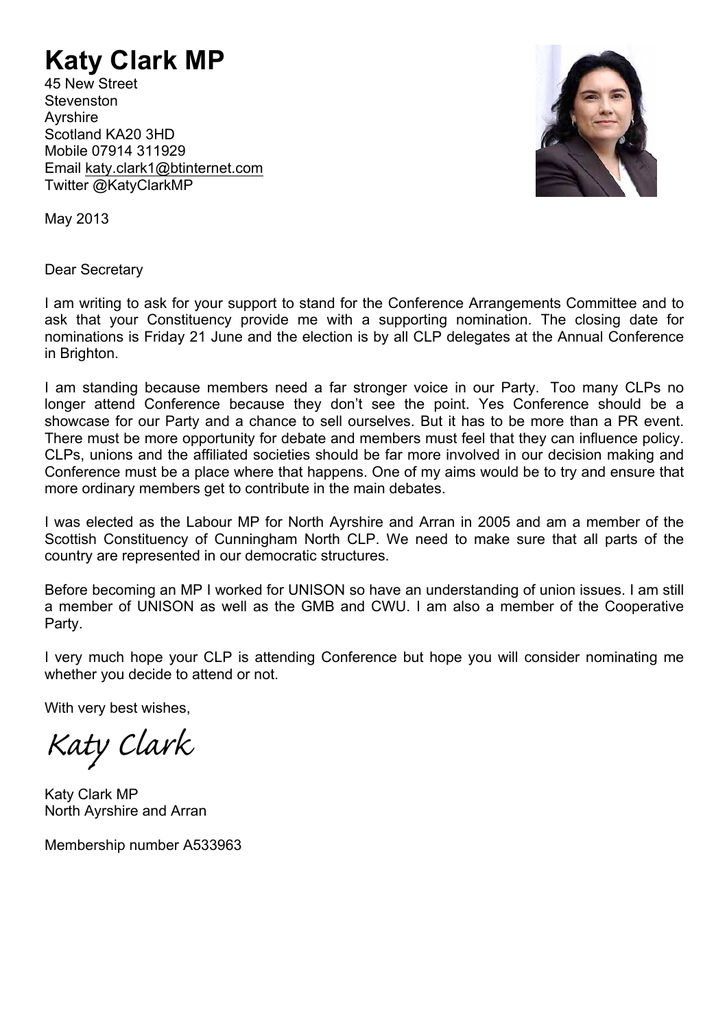# Katy Clark MP

45 New Street
Stevenston
Ayrshire
Scotland KA20 3HD
Mobile 07914 311929
Email katy.clark1@btinternet.com
Twitter @KatyClarkMP

May 2013

Dear Secretary

I am writing to ask for your support to stand for the Conference Arrangements Committee and to ask that your Constituency provide me with a supporting nomination. The closing date for nominations is Friday 21 June and the election is by all CLP delegates at the Annual Conference in Brighton.

I am standing because members need a far stronger voice in our Party. Too many CLPs no longer attend Conference because they don't see the point. Yes Conference should be a showcase for our Party and a chance to sell ourselves. But it has to be more than a PR event. There must be more opportunity for debate and members must feel that they can influence policy. CLPs, unions and the affiliated societies should be far more involved in our decision making and Conference must be a place where that happens. One of my aims would be to try and ensure that more ordinary members get to contribute in the main debates.

I was elected as the Labour MP for North Ayrshire and Arran in 2005 and am a member of the Scottish Constituency of Cunningham North CLP. We need to make sure that all parts of the country are represented in our democratic structures.

Before becoming an MP I worked for UNISON so have an understanding of union issues. I am still a member of UNISON as well as the GMB and CWU. I am also a member of the Cooperative Party.

I very much hope your CLP is attending Conference but hope you will consider nominating me whether you decide to attend or not.

With very best wishes,

*Katy Clark*

Katy Clark MP
North Ayrshire and Arran

Membership number A533963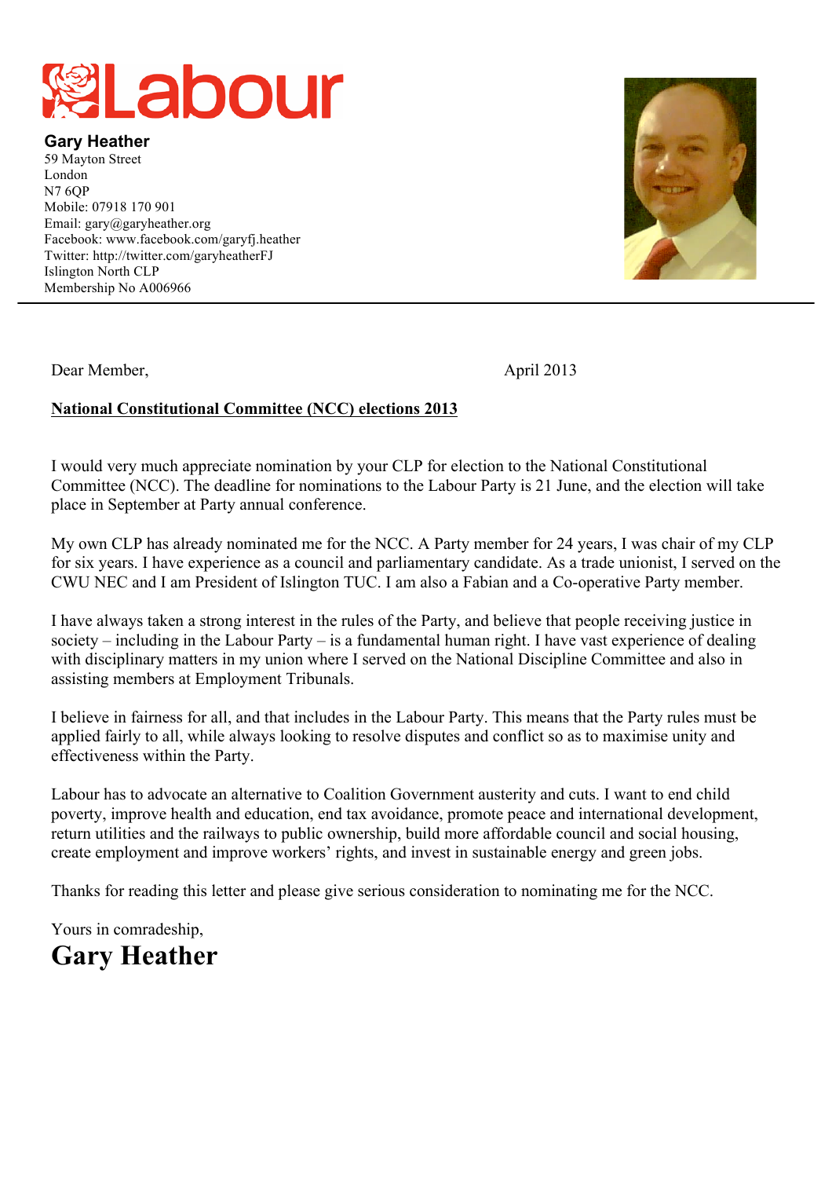Labour

**Gary Heather**
59 Mayton Street
London
N7 6QP
Mobile: 07918 170 901
Email: gary@garyheather.org
Facebook: www.facebook.com/garyfj.heather
Twitter: http://twitter.com/garyheatherFJ
Islington North CLP
Membership No A006966

---

Dear Member,

April 2013

**National Constitutional Committee (NCC) elections 2013**

I would very much appreciate nomination by your CLP for election to the National Constitutional Committee (NCC). The deadline for nominations to the Labour Party is 21 June, and the election will take place in September at Party annual conference.

My own CLP has already nominated me for the NCC. A Party member for 24 years, I was chair of my CLP for six years. I have experience as a council and parliamentary candidate. As a trade unionist, I served on the CWU NEC and I am President of Islington TUC. I am also a Fabian and a Co-operative Party member.

I have always taken a strong interest in the rules of the Party, and believe that people receiving justice in society – including in the Labour Party – is a fundamental human right. I have vast experience of dealing with disciplinary matters in my union where I served on the National Discipline Committee and also in assisting members at Employment Tribunals.

I believe in fairness for all, and that includes in the Labour Party. This means that the Party rules must be applied fairly to all, while always looking to resolve disputes and conflict so as to maximise unity and effectiveness within the Party.

Labour has to advocate an alternative to Coalition Government austerity and cuts. I want to end child poverty, improve health and education, end tax avoidance, promote peace and international development, return utilities and the railways to public ownership, build more affordable council and social housing, create employment and improve workers' rights, and invest in sustainable energy and green jobs.

Thanks for reading this letter and please give serious consideration to nominating me for the NCC.

Yours in comradeship,

**Gary Heather**